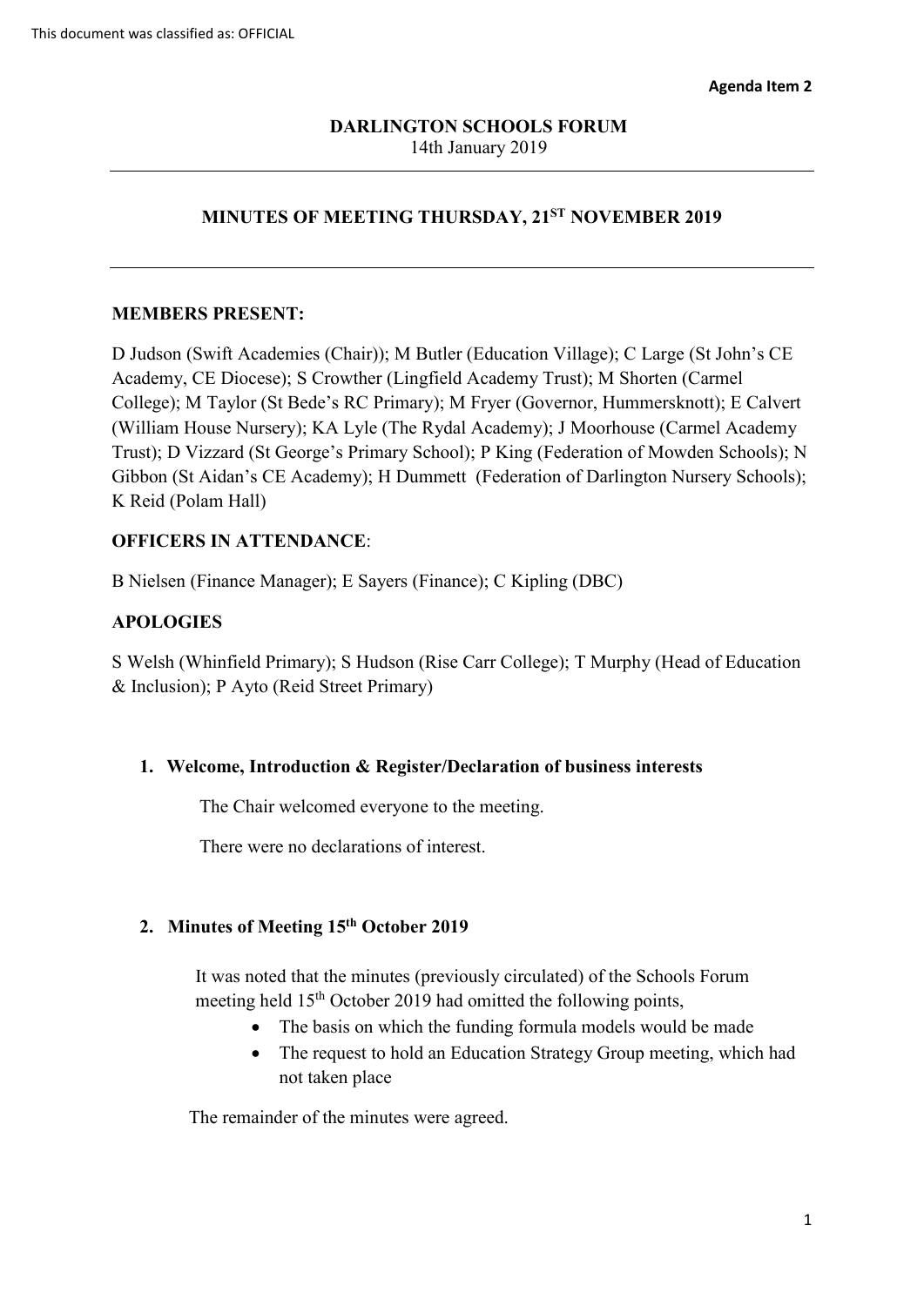This document was classified as: OFFICIAL

**Agenda Item 2**

**DARLINGTON SCHOOLS FORUM**
14th January 2019

---

## MINUTES OF MEETING THURSDAY, 21ST NOVEMBER 2019

---

**MEMBERS PRESENT:**

D Judson (Swift Academies (Chair)); M Butler (Education Village); C Large (St John's CE Academy, CE Diocese); S Crowther (Lingfield Academy Trust); M Shorten (Carmel College); M Taylor (St Bede's RC Primary); M Fryer (Governor, Hummersknott); E Calvert (William House Nursery); KA Lyle (The Rydal Academy); J Moorhouse (Carmel Academy Trust); D Vizzard (St George's Primary School); P King (Federation of Mowden Schools); N Gibbon (St Aidan's CE Academy); H Dummett (Federation of Darlington Nursery Schools); K Reid (Polam Hall)

**OFFICERS IN ATTENDANCE**:

B Nielsen (Finance Manager); E Sayers (Finance); C Kipling (DBC)

**APOLOGIES**

S Welsh (Whinfield Primary); S Hudson (Rise Carr College); T Murphy (Head of Education & Inclusion); P Ayto (Reid Street Primary)

### 1. Welcome, Introduction & Register/Declaration of business interests

The Chair welcomed everyone to the meeting.

There were no declarations of interest.

### 2. Minutes of Meeting 15th October 2019

It was noted that the minutes (previously circulated) of the Schools Forum meeting held 15th October 2019 had omitted the following points,

- The basis on which the funding formula models would be made
- The request to hold an Education Strategy Group meeting, which had not taken place

The remainder of the minutes were agreed.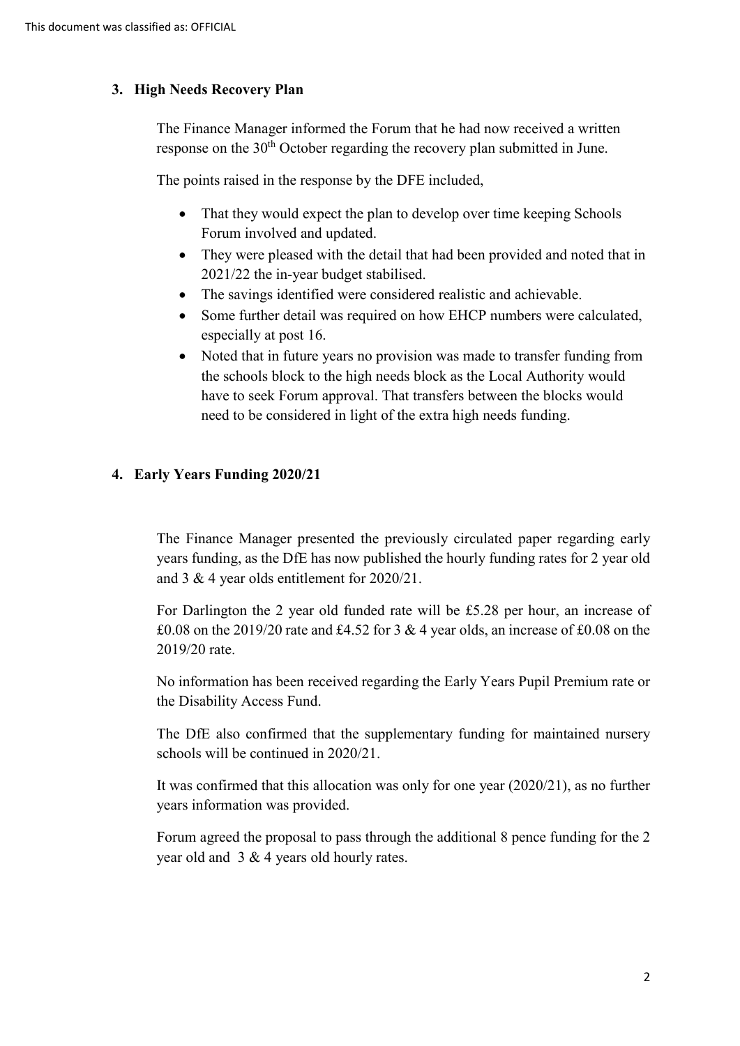## 3. High Needs Recovery Plan

The Finance Manager informed the Forum that he had now received a written response on the 30th October regarding the recovery plan submitted in June.

The points raised in the response by the DFE included,

- That they would expect the plan to develop over time keeping Schools Forum involved and updated.
- They were pleased with the detail that had been provided and noted that in 2021/22 the in-year budget stabilised.
- The savings identified were considered realistic and achievable.
- Some further detail was required on how EHCP numbers were calculated, especially at post 16.
- Noted that in future years no provision was made to transfer funding from the schools block to the high needs block as the Local Authority would have to seek Forum approval. That transfers between the blocks would need to be considered in light of the extra high needs funding.

## 4. Early Years Funding 2020/21

The Finance Manager presented the previously circulated paper regarding early years funding, as the DfE has now published the hourly funding rates for 2 year old and 3 & 4 year olds entitlement for 2020/21.

For Darlington the 2 year old funded rate will be £5.28 per hour, an increase of £0.08 on the 2019/20 rate and £4.52 for 3 & 4 year olds, an increase of £0.08 on the 2019/20 rate.

No information has been received regarding the Early Years Pupil Premium rate or the Disability Access Fund.

The DfE also confirmed that the supplementary funding for maintained nursery schools will be continued in 2020/21.

It was confirmed that this allocation was only for one year (2020/21), as no further years information was provided.

Forum agreed the proposal to pass through the additional 8 pence funding for the 2 year old and 3 & 4 years old hourly rates.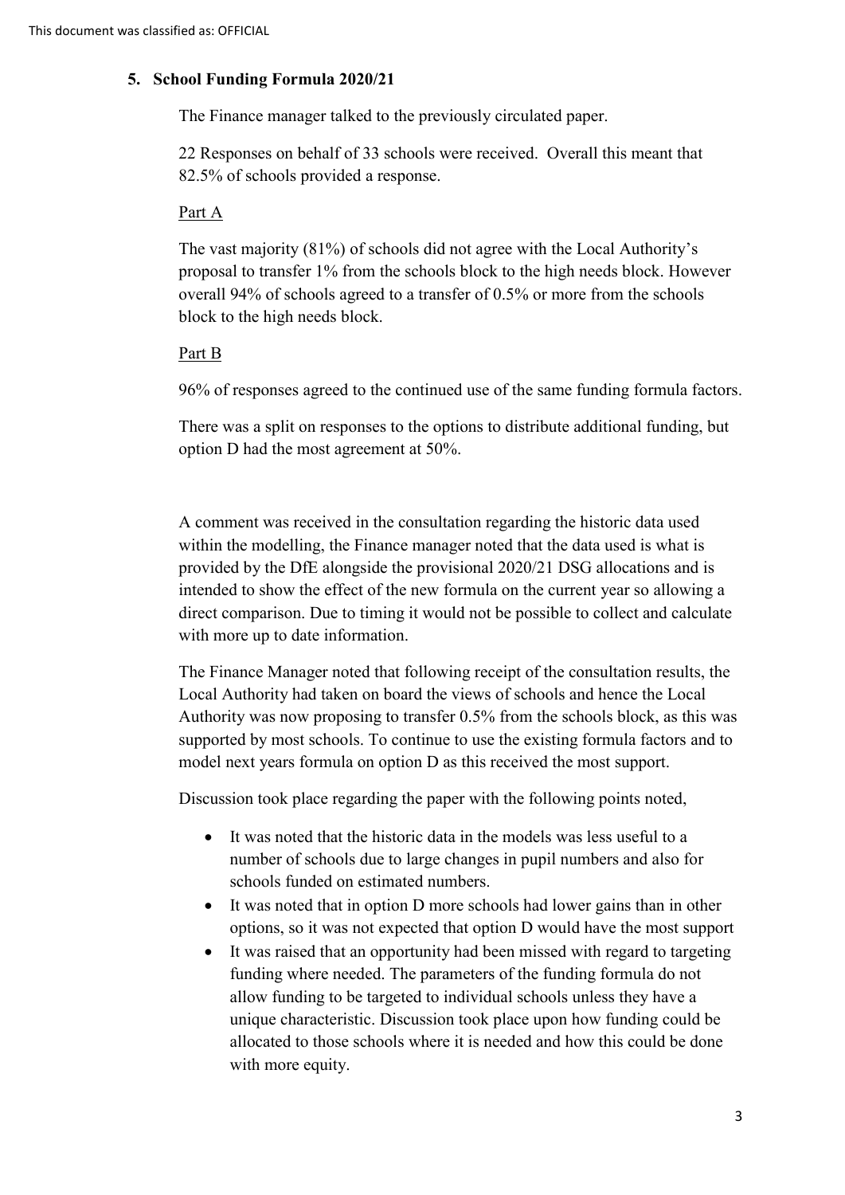## 5. School Funding Formula 2020/21

The Finance manager talked to the previously circulated paper.

22 Responses on behalf of 33 schools were received. Overall this meant that 82.5% of schools provided a response.

Part A

The vast majority (81%) of schools did not agree with the Local Authority's proposal to transfer 1% from the schools block to the high needs block. However overall 94% of schools agreed to a transfer of 0.5% or more from the schools block to the high needs block.

Part B

96% of responses agreed to the continued use of the same funding formula factors.

There was a split on responses to the options to distribute additional funding, but option D had the most agreement at 50%.

A comment was received in the consultation regarding the historic data used within the modelling, the Finance manager noted that the data used is what is provided by the DfE alongside the provisional 2020/21 DSG allocations and is intended to show the effect of the new formula on the current year so allowing a direct comparison. Due to timing it would not be possible to collect and calculate with more up to date information.

The Finance Manager noted that following receipt of the consultation results, the Local Authority had taken on board the views of schools and hence the Local Authority was now proposing to transfer 0.5% from the schools block, as this was supported by most schools. To continue to use the existing formula factors and to model next years formula on option D as this received the most support.

Discussion took place regarding the paper with the following points noted,

- It was noted that the historic data in the models was less useful to a number of schools due to large changes in pupil numbers and also for schools funded on estimated numbers.
- It was noted that in option D more schools had lower gains than in other options, so it was not expected that option D would have the most support
- It was raised that an opportunity had been missed with regard to targeting funding where needed. The parameters of the funding formula do not allow funding to be targeted to individual schools unless they have a unique characteristic. Discussion took place upon how funding could be allocated to those schools where it is needed and how this could be done with more equity.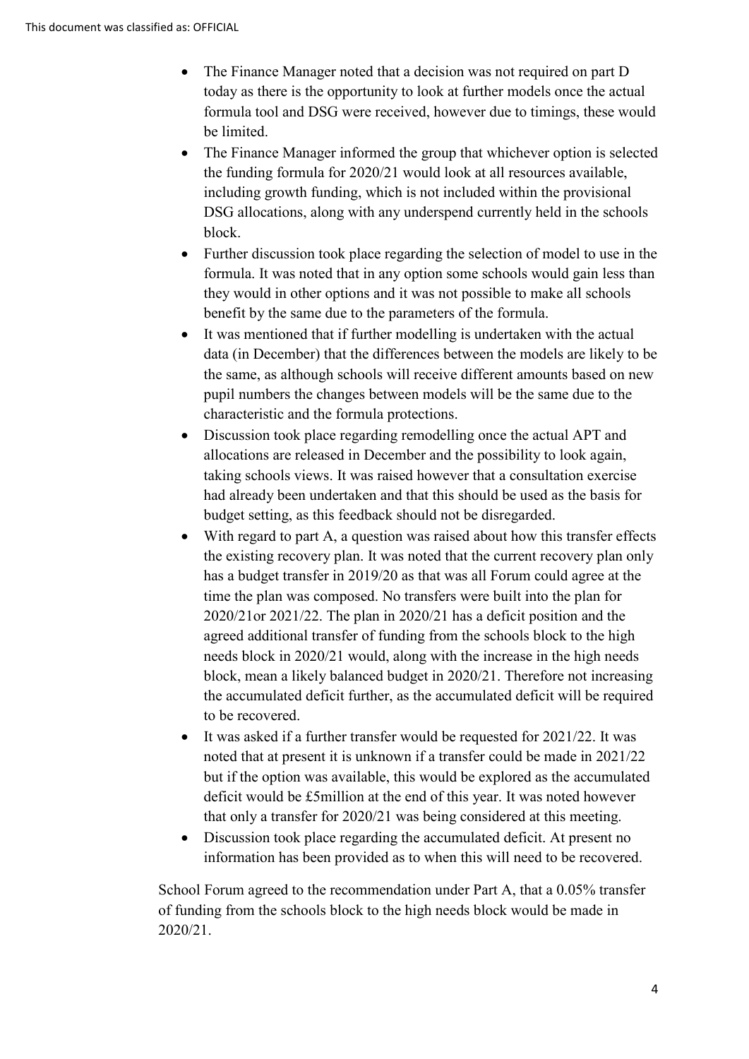- The Finance Manager noted that a decision was not required on part D today as there is the opportunity to look at further models once the actual formula tool and DSG were received, however due to timings, these would be limited.
- The Finance Manager informed the group that whichever option is selected the funding formula for 2020/21 would look at all resources available, including growth funding, which is not included within the provisional DSG allocations, along with any underspend currently held in the schools block.
- Further discussion took place regarding the selection of model to use in the formula. It was noted that in any option some schools would gain less than they would in other options and it was not possible to make all schools benefit by the same due to the parameters of the formula.
- It was mentioned that if further modelling is undertaken with the actual data (in December) that the differences between the models are likely to be the same, as although schools will receive different amounts based on new pupil numbers the changes between models will be the same due to the characteristic and the formula protections.
- Discussion took place regarding remodelling once the actual APT and allocations are released in December and the possibility to look again, taking schools views. It was raised however that a consultation exercise had already been undertaken and that this should be used as the basis for budget setting, as this feedback should not be disregarded.
- With regard to part A, a question was raised about how this transfer effects the existing recovery plan. It was noted that the current recovery plan only has a budget transfer in 2019/20 as that was all Forum could agree at the time the plan was composed. No transfers were built into the plan for 2020/21or 2021/22. The plan in 2020/21 has a deficit position and the agreed additional transfer of funding from the schools block to the high needs block in 2020/21 would, along with the increase in the high needs block, mean a likely balanced budget in 2020/21. Therefore not increasing the accumulated deficit further, as the accumulated deficit will be required to be recovered.
- It was asked if a further transfer would be requested for 2021/22. It was noted that at present it is unknown if a transfer could be made in 2021/22 but if the option was available, this would be explored as the accumulated deficit would be £5million at the end of this year. It was noted however that only a transfer for 2020/21 was being considered at this meeting.
- Discussion took place regarding the accumulated deficit. At present no information has been provided as to when this will need to be recovered.

School Forum agreed to the recommendation under Part A, that a 0.05% transfer of funding from the schools block to the high needs block would be made in 2020/21.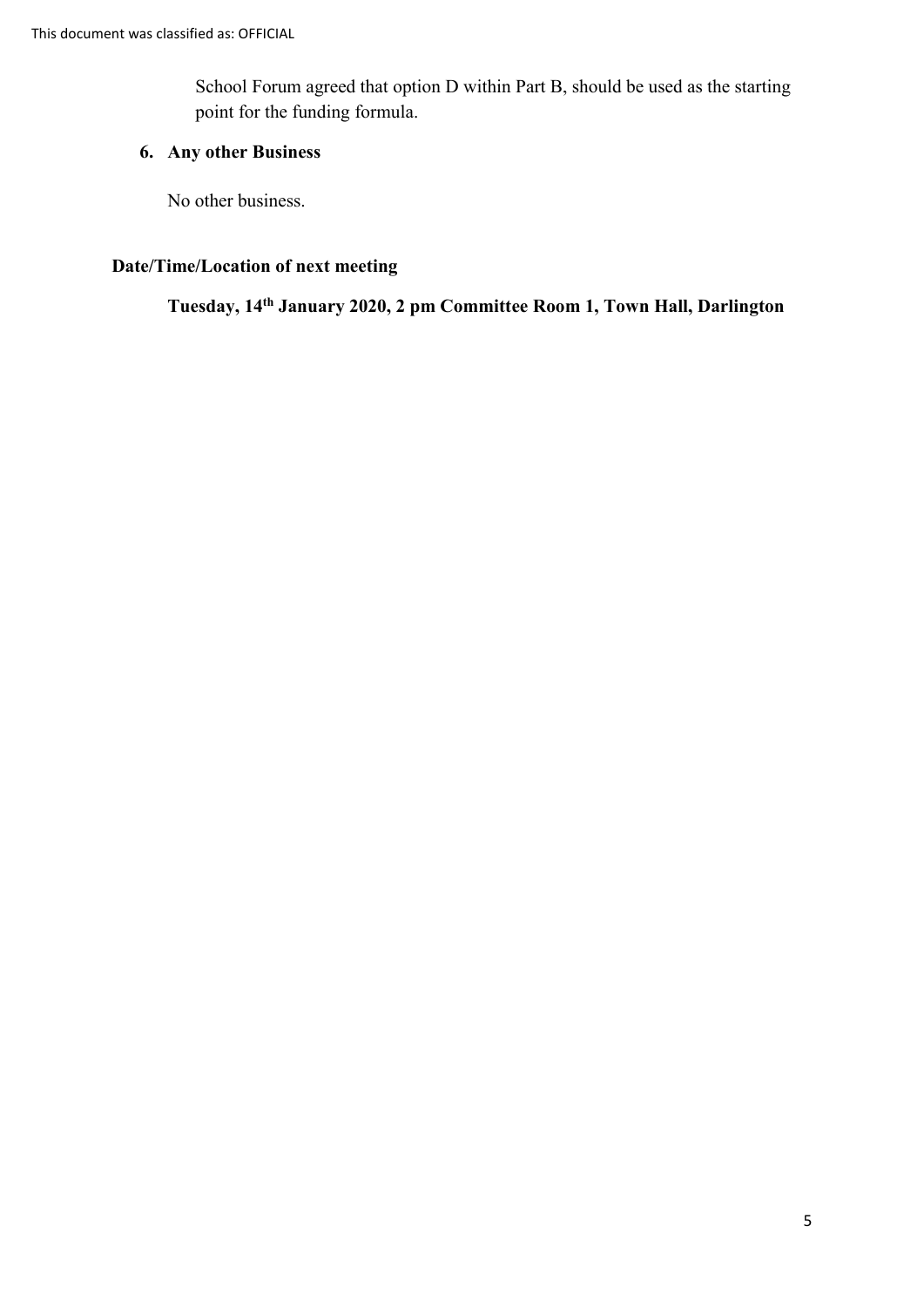School Forum agreed that option D within Part B, should be used as the starting point for the funding formula.

**6. Any other Business**

No other business.

**Date/Time/Location of next meeting**

**Tuesday, 14th January 2020, 2 pm Committee Room 1, Town Hall, Darlington**